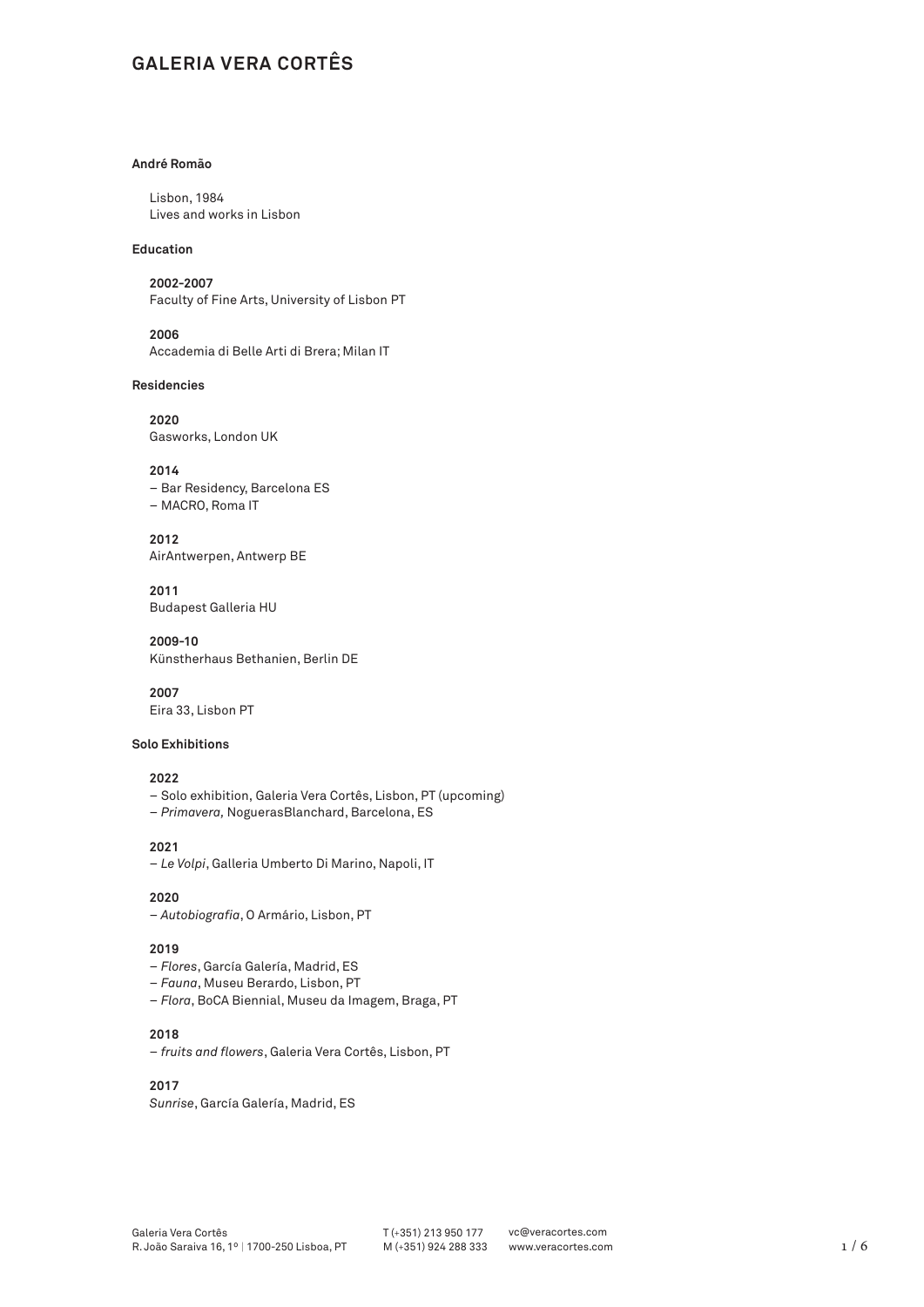# GALERIA VERA CORTÊS

**André Romão**

Lisbon, 1984
Lives and works in Lisbon

**Education**

**2002-2007**
Faculty of Fine Arts, University of Lisbon PT

**2006**
Accademia di Belle Arti di Brera; Milan IT

**Residencies**

**2020**
Gasworks, London UK

**2014**
– Bar Residency, Barcelona ES
– MACRO, Roma IT

**2012**
AirAntwerpen, Antwerp BE

**2011**
Budapest Galleria HU

**2009-10**
Künstherhaus Bethanien, Berlin DE

**2007**
Eira 33, Lisbon PT

**Solo Exhibitions**

**2022**
– Solo exhibition, Galeria Vera Cortês, Lisbon, PT (upcoming)
– *Primavera,* NoguerasBlanchard, Barcelona, ES

**2021**
– *Le Volpi*, Galleria Umberto Di Marino, Napoli, IT

**2020**
– *Autobiografia*, O Armário, Lisbon, PT

**2019**
– *Flores*, García Galería, Madrid, ES
– *Fauna*, Museu Berardo, Lisbon, PT
– *Flora*, BoCA Biennial, Museu da Imagem, Braga, PT

**2018**
– *fruits and flowers*, Galeria Vera Cortês, Lisbon, PT

**2017**
*Sunrise*, García Galería, Madrid, ES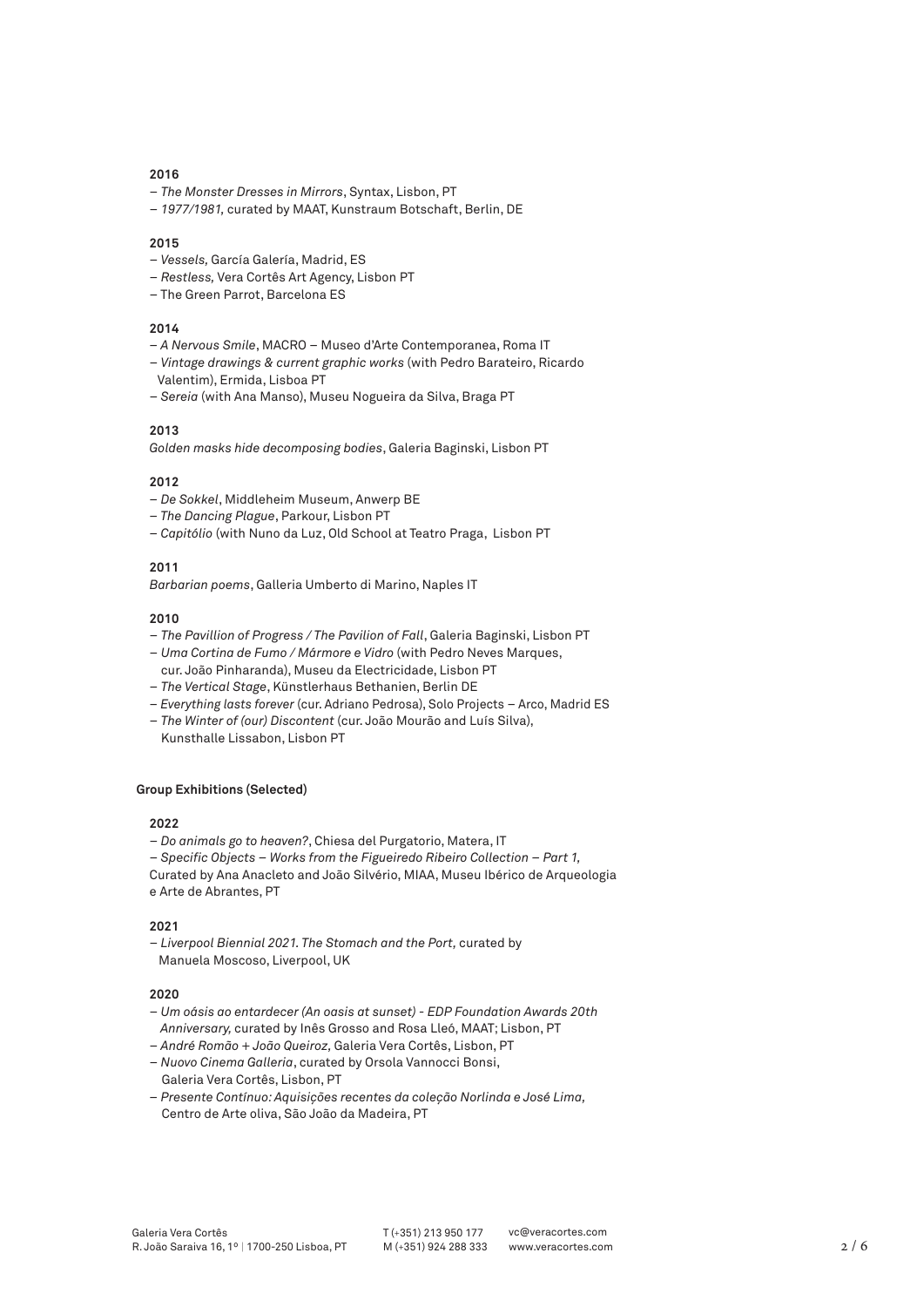**2016**

– *The Monster Dresses in Mirrors*, Syntax, Lisbon, PT
– *1977/1981,* curated by MAAT, Kunstraum Botschaft, Berlin, DE

**2015**

– *Vessels,* García Galería, Madrid, ES
– *Restless,* Vera Cortês Art Agency, Lisbon PT
– The Green Parrot, Barcelona ES

**2014**

– *A Nervous Smile*, MACRO – Museo d'Arte Contemporanea, Roma IT
– *Vintage drawings & current graphic works* (with Pedro Barateiro, Ricardo Valentim), Ermida, Lisboa PT
– *Sereia* (with Ana Manso), Museu Nogueira da Silva, Braga PT

**2013**

*Golden masks hide decomposing bodies*, Galeria Baginski, Lisbon PT

**2012**

– *De Sokkel*, Middleheim Museum, Anwerp BE
– *The Dancing Plague*, Parkour, Lisbon PT
– *Capitólio* (with Nuno da Luz, Old School at Teatro Praga, Lisbon PT

**2011**

*Barbarian poems*, Galleria Umberto di Marino, Naples IT

**2010**

– *The Pavillion of Progress / The Pavilion of Fall*, Galeria Baginski, Lisbon PT
– *Uma Cortina de Fumo / Mármore e Vidro* (with Pedro Neves Marques, cur. João Pinharanda), Museu da Electricidade, Lisbon PT
– *The Vertical Stage*, Künstlerhaus Bethanien, Berlin DE
– *Everything lasts forever* (cur. Adriano Pedrosa), Solo Projects – Arco, Madrid ES
– *The Winter of (our) Discontent* (cur. João Mourão and Luís Silva), Kunsthalle Lissabon, Lisbon PT

**Group Exhibitions (Selected)**

**2022**

– *Do animals go to heaven?*, Chiesa del Purgatorio, Matera, IT
– *Specific Objects – Works from the Figueiredo Ribeiro Collection – Part 1,* Curated by Ana Anacleto and João Silvério, MIAA, Museu Ibérico de Arqueologia e Arte de Abrantes, PT

**2021**

– *Liverpool Biennial 2021. The Stomach and the Port,* curated by Manuela Moscoso, Liverpool, UK

**2020**

– *Um oásis ao entardecer (An oasis at sunset) - EDP Foundation Awards 20th Anniversary,* curated by Inês Grosso and Rosa Lleó, MAAT; Lisbon, PT
– *André Romão + João Queiroz*, Galeria Vera Cortês, Lisbon, PT
– *Nuovo Cinema Galleria*, curated by Orsola Vannocci Bonsi, Galeria Vera Cortês, Lisbon, PT
– *Presente Contínuo: Aquisições recentes da coleção Norlinda e José Lima,* Centro de Arte oliva, São João da Madeira, PT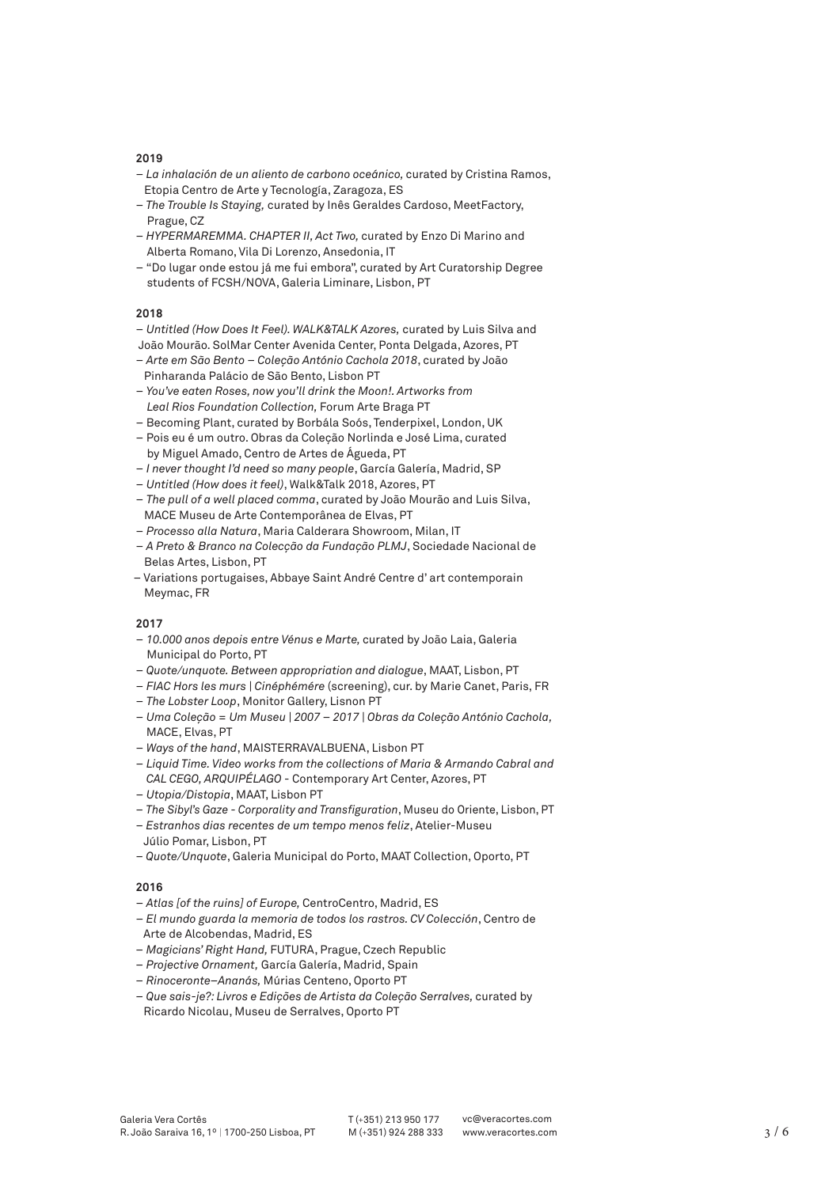**2019**

- *La inhalación de un aliento de carbono oceánico,* curated by Cristina Ramos, Etopia Centro de Arte y Tecnología, Zaragoza, ES
- *The Trouble Is Staying,* curated by Inês Geraldes Cardoso, MeetFactory, Prague, CZ
- *HYPERMAREMMA. CHAPTER II, Act Two,* curated by Enzo Di Marino and Alberta Romano, Vila Di Lorenzo, Ansedonia, IT
- "Do lugar onde estou já me fui embora", curated by Art Curatorship Degree students of FCSH/NOVA, Galeria Liminare, Lisbon, PT

**2018**

- *Untitled (How Does It Feel). WALK&TALK Azores,* curated by Luis Silva and João Mourão. SolMar Center Avenida Center, Ponta Delgada, Azores, PT
- *Arte em São Bento – Coleção António Cachola 2018*, curated by João Pinharanda Palácio de São Bento, Lisbon PT
- *You've eaten Roses, now you'll drink the Moon!. Artworks from Leal Rios Foundation Collection,* Forum Arte Braga PT
- Becoming Plant, curated by Borbála Soós, Tenderpixel, London, UK
- Pois eu é um outro. Obras da Coleção Norlinda e José Lima, curated by Miguel Amado, Centro de Artes de Águeda, PT
- *I never thought I'd need so many people*, García Galería, Madrid, SP
- *Untitled (How does it feel)*, Walk&Talk 2018, Azores, PT
- *The pull of a well placed comma*, curated by João Mourão and Luis Silva, MACE Museu de Arte Contemporânea de Elvas, PT
- *Processo alla Natura*, Maria Calderara Showroom, Milan, IT
- *A Preto & Branco na Colecção da Fundação PLMJ*, Sociedade Nacional de Belas Artes, Lisbon, PT
- Variations portugaises, Abbaye Saint André Centre d' art contemporain Meymac, FR

**2017**

- *10.000 anos depois entre Vénus e Marte,* curated by João Laia, Galeria Municipal do Porto, PT
- *Quote/unquote. Between appropriation and dialogue*, MAAT, Lisbon, PT
- *FIAC Hors les murs | Cinéphémére* (screening), cur. by Marie Canet, Paris, FR
- *The Lobster Loop*, Monitor Gallery, Lisnon PT
- *Uma Coleção = Um Museu | 2007 – 2017 | Obras da Coleção António Cachola,* MACE, Elvas, PT
- *Ways of the hand*, MAISTERRAVALBUENA, Lisbon PT
- *Liquid Time. Video works from the collections of Maria & Armando Cabral and CAL CEGO, ARQUIPÉLAGO* - Contemporary Art Center, Azores, PT
- *Utopia/Distopia*, MAAT, Lisbon PT
- *The Sibyl's Gaze - Corporality and Transfiguration*, Museu do Oriente, Lisbon, PT
- *Estranhos dias recentes de um tempo menos feliz*, Atelier-Museu Júlio Pomar, Lisbon, PT
- *Quote/Unquote*, Galeria Municipal do Porto, MAAT Collection, Oporto, PT

**2016**

- *Atlas [of the ruins] of Europe,* CentroCentro, Madrid, ES
- *El mundo guarda la memoria de todos los rastros. CV Colección*, Centro de Arte de Alcobendas, Madrid, ES
- *Magicians' Right Hand,* FUTURA, Prague, Czech Republic
- *Projective Ornament,* García Galería, Madrid, Spain
- *Rinoceronte–Ananás,* Múrias Centeno, Oporto PT
- *Que sais-je?: Livros e Edições de Artista da Coleção Serralves,* curated by Ricardo Nicolau, Museu de Serralves, Oporto PT

Galeria Vera Cortês
R. João Saraiva 16, 1º | 1700-250 Lisboa, PT
T (+351) 213 950 177
M (+351) 924 288 333
vc@veracortes.com
www.veracortes.com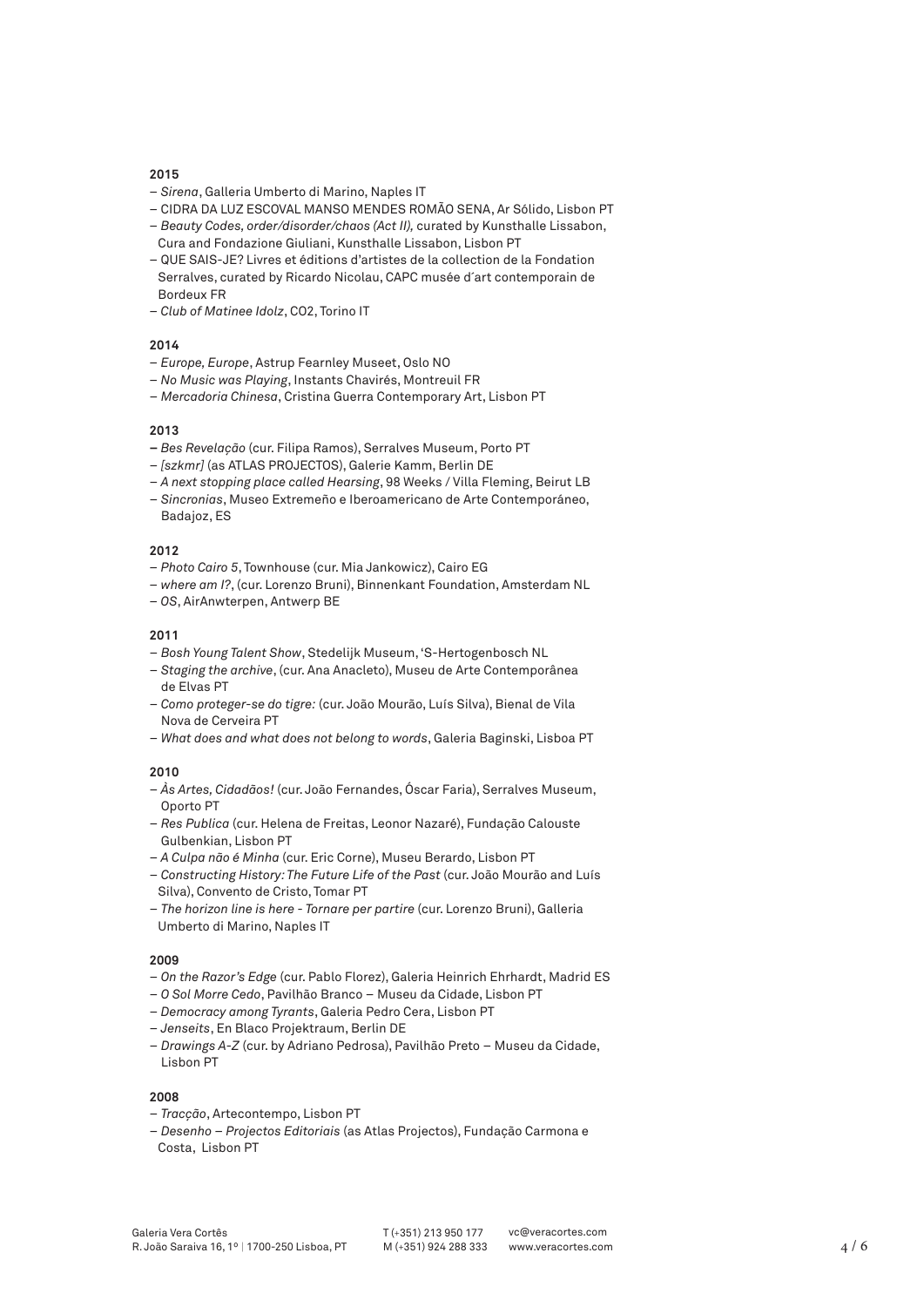**2015**

- *Sirena*, Galleria Umberto di Marino, Naples IT
- CIDRA DA LUZ ESCOVAL MANSO MENDES ROMÃO SENA, Ar Sólido, Lisbon PT
- *Beauty Codes, order/disorder/chaos (Act II),* curated by Kunsthalle Lissabon, Cura and Fondazione Giuliani, Kunsthalle Lissabon, Lisbon PT
- QUE SAIS-JE? Livres et éditions d'artistes de la collection de la Fondation Serralves, curated by Ricardo Nicolau, CAPC musée d´art contemporain de Bordeux FR
- *Club of Matinee Idolz*, CO2, Torino IT

**2014**

- *Europe, Europe*, Astrup Fearnley Museet, Oslo NO
- *No Music was Playing*, Instants Chavirés, Montreuil FR
- *Mercadoria Chinesa*, Cristina Guerra Contemporary Art, Lisbon PT

**2013**

- *Bes Revelação* (cur. Filipa Ramos), Serralves Museum, Porto PT
- *[szkmr]* (as ATLAS PROJECTOS), Galerie Kamm, Berlin DE
- *A next stopping place called Hearsing*, 98 Weeks / Villa Fleming, Beirut LB
- *Sincronias*, Museo Extremeño e Iberoamericano de Arte Contemporáneo, Badajoz, ES

**2012**

- *Photo Cairo 5*, Townhouse (cur. Mia Jankowicz), Cairo EG
- *where am I?*, (cur. Lorenzo Bruni), Binnenkant Foundation, Amsterdam NL
- *OS*, AirAnwterpen, Antwerp BE

**2011**

- *Bosh Young Talent Show*, Stedelijk Museum, 'S-Hertogenbosch NL
- *Staging the archive*, (cur. Ana Anacleto), Museu de Arte Contemporânea de Elvas PT
- *Como proteger-se do tigre:* (cur. João Mourão, Luís Silva), Bienal de Vila Nova de Cerveira PT
- *What does and what does not belong to words*, Galeria Baginski, Lisboa PT

**2010**

- *Às Artes, Cidadãos!* (cur. João Fernandes, Óscar Faria), Serralves Museum, Oporto PT
- *Res Publica* (cur. Helena de Freitas, Leonor Nazaré), Fundação Calouste Gulbenkian, Lisbon PT
- *A Culpa não é Minha* (cur. Eric Corne), Museu Berardo, Lisbon PT
- *Constructing History: The Future Life of the Past* (cur. João Mourão and Luís Silva), Convento de Cristo, Tomar PT
- *The horizon line is here - Tornare per partire* (cur. Lorenzo Bruni), Galleria Umberto di Marino, Naples IT

**2009**

- *On the Razor's Edge* (cur. Pablo Florez), Galeria Heinrich Ehrhardt, Madrid ES
- *O Sol Morre Cedo*, Pavilhão Branco – Museu da Cidade, Lisbon PT
- *Democracy among Tyrants*, Galeria Pedro Cera, Lisbon PT
- *Jenseits*, En Blaco Projektraum, Berlin DE
- *Drawings A-Z* (cur. by Adriano Pedrosa), Pavilhão Preto – Museu da Cidade, Lisbon PT

**2008**

- *Tracção*, Artecontempo, Lisbon PT
- *Desenho – Projectos Editoriais* (as Atlas Projectos), Fundação Carmona e Costa, Lisbon PT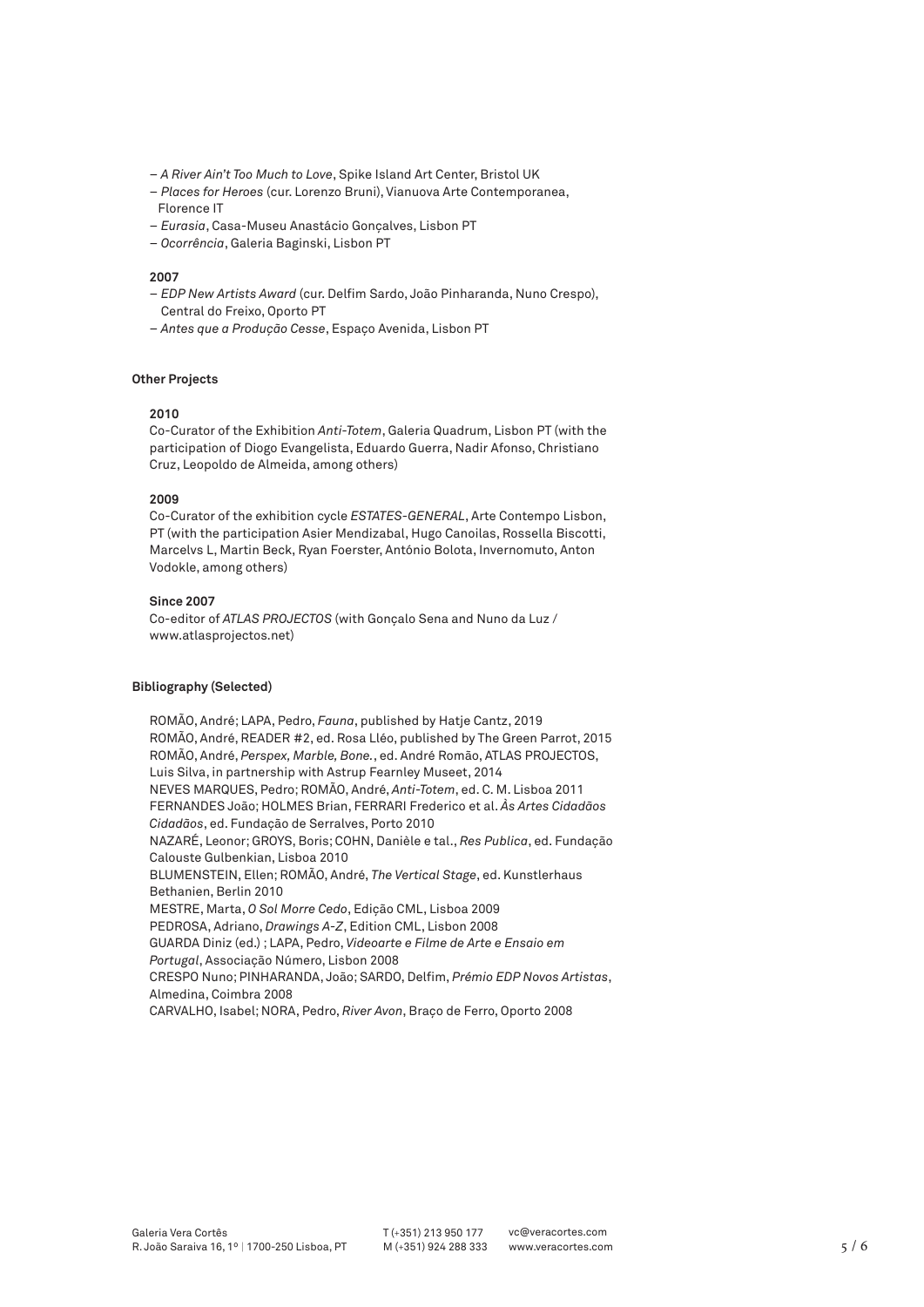– *A River Ain't Too Much to Love*, Spike Island Art Center, Bristol UK
– *Places for Heroes* (cur. Lorenzo Bruni), Vianuova Arte Contemporanea, Florence IT
– *Eurasia*, Casa-Museu Anastácio Gonçalves, Lisbon PT
– *Ocorrência*, Galeria Baginski, Lisbon PT

**2007**
– *EDP New Artists Award* (cur. Delfim Sardo, João Pinharanda, Nuno Crespo), Central do Freixo, Oporto PT
– *Antes que a Produção Cesse*, Espaço Avenida, Lisbon PT

#### Other Projects

**2010**
Co-Curator of the Exhibition *Anti-Totem*, Galeria Quadrum, Lisbon PT (with the participation of Diogo Evangelista, Eduardo Guerra, Nadir Afonso, Christiano Cruz, Leopoldo de Almeida, among others)

**2009**
Co-Curator of the exhibition cycle *ESTATES-GENERAL*, Arte Contempo Lisbon, PT (with the participation Asier Mendizabal, Hugo Canoilas, Rossella Biscotti, Marcelvs L, Martin Beck, Ryan Foerster, António Bolota, Invernomuto, Anton Vodokle, among others)

**Since 2007**
Co-editor of *ATLAS PROJECTOS* (with Gonçalo Sena and Nuno da Luz / www.atlasprojectos.net)

#### Bibliography (Selected)

ROMÃO, André; LAPA, Pedro, *Fauna*, published by Hatje Cantz, 2019
ROMÃO, André, READER #2, ed. Rosa Lléo, published by The Green Parrot, 2015
ROMÃO, André, *Perspex, Marble, Bone.*, ed. André Romão, ATLAS PROJECTOS, Luis Silva, in partnership with Astrup Fearnley Museet, 2014
NEVES MARQUES, Pedro; ROMÃO, André, *Anti-Totem*, ed. C. M. Lisboa 2011
FERNANDES João; HOLMES Brian, FERRARI Frederico et al. *Às Artes Cidadãos Cidadãos*, ed. Fundação de Serralves, Porto 2010
NAZARÉ, Leonor; GROYS, Boris; COHN, Danièle e tal., *Res Publica*, ed. Fundação Calouste Gulbenkian, Lisboa 2010
BLUMENSTEIN, Ellen; ROMÃO, André, *The Vertical Stage*, ed. Kunstlerhaus Bethanien, Berlin 2010
MESTRE, Marta, *O Sol Morre Cedo*, Edição CML, Lisboa 2009
PEDROSA, Adriano, *Drawings A-Z*, Edition CML, Lisbon 2008
GUARDA Diniz (ed.) ; LAPA, Pedro, *Videoarte e Filme de Arte e Ensaio em Portugal*, Associação Número, Lisbon 2008
CRESPO Nuno; PINHARANDA, João; SARDO, Delfim, *Prémio EDP Novos Artistas*, Almedina, Coimbra 2008
CARVALHO, Isabel; NORA, Pedro, *River Avon*, Braço de Ferro, Oporto 2008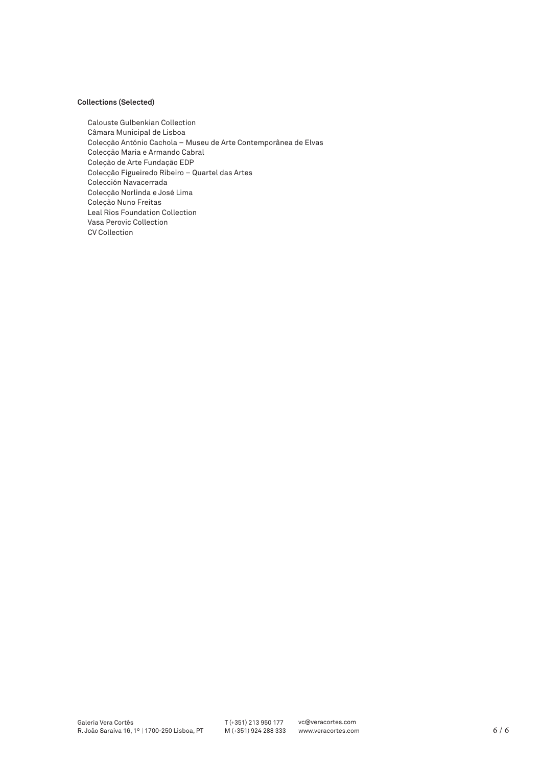**Collections (Selected)**

Calouste Gulbenkian Collection
Câmara Municipal de Lisboa
Colecção António Cachola – Museu de Arte Contemporânea de Elvas
Colecção Maria e Armando Cabral
Coleção de Arte Fundação EDP
Colecção Figueiredo Ribeiro – Quartel das Artes
Colección Navacerrada
Colecção Norlinda e José Lima
Coleção Nuno Freitas
Leal Rios Foundation Collection
Vasa Perovic Collection
CV Collection